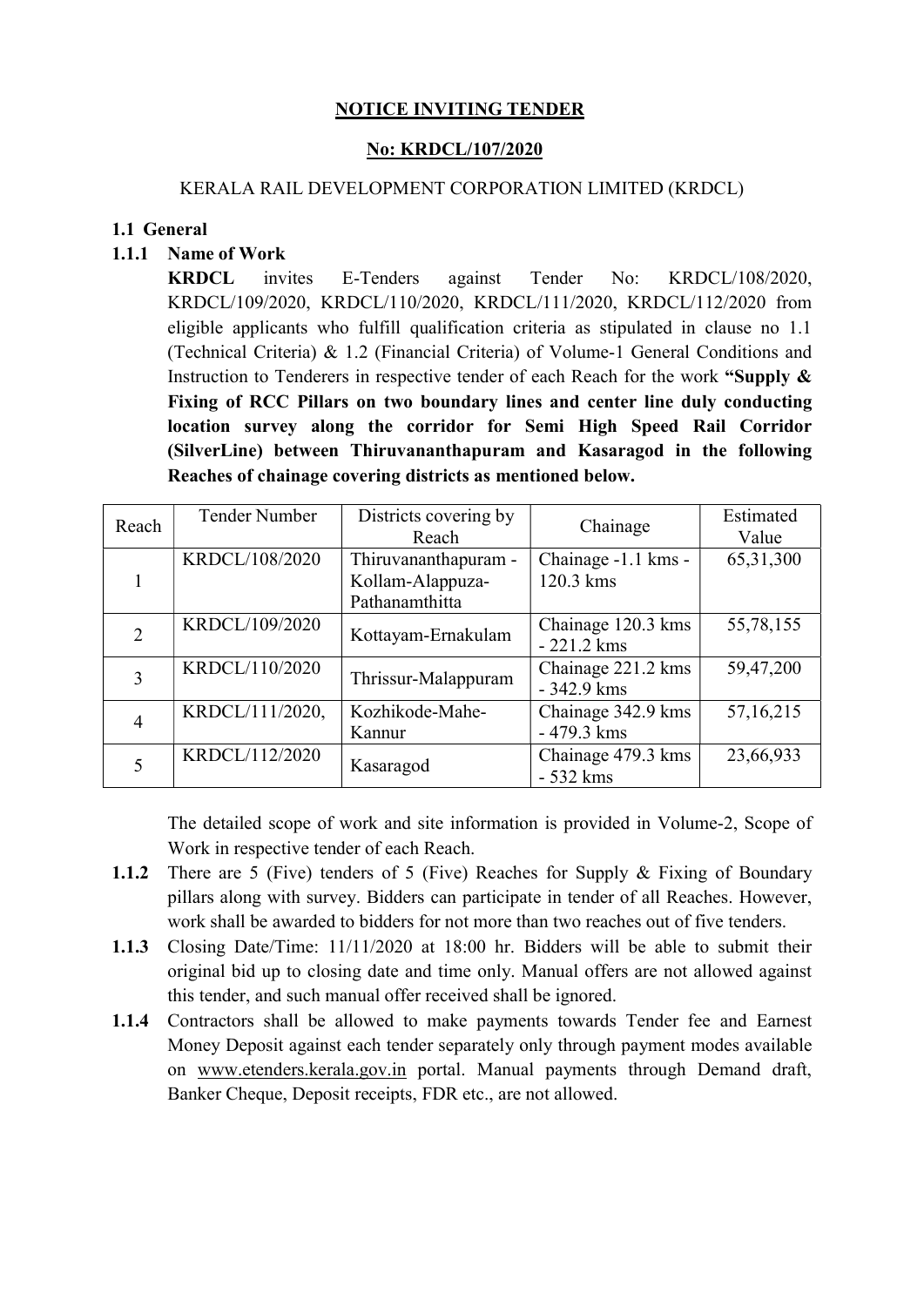# NOTICE INVITING TENDER

## No: KRDCL/107/2020

KERALA RAIL DEVELOPMENT CORPORATION LIMITED (KRDCL)

### 1.1 General

#### 1.1.1 Name of Work

**KRDCL** invites E-Tenders against Tender No: KRDCL/108/2020, KRDCL/109/2020, KRDCL/110/2020, KRDCL/111/2020, KRDCL/112/2020 from eligible applicants who fulfill qualification criteria as stipulated in clause no 1.1 (Technical Criteria) & 1.2 (Financial Criteria) of Volume-1 General Conditions and Instruction to Tenderers in respective tender of each Reach for the work **"Supply & Fixing of RCC Pillars on two boundary lines and center line duly conducting location survey along the corridor for Semi High Speed Rail Corridor (SilverLine) between Thiruvananthapuram and Kasaragod in the following Reaches of chainage covering districts as mentioned below.**

| Reach | Tender Number | Districts covering by Reach | Chainage | Estimated Value |
|---|---|---|---|---|
| 1 | KRDCL/108/2020 | Thiruvananthapuram - Kollam-Alappuza-Pathanamthitta | Chainage -1.1 kms - 120.3 kms | 65,31,300 |
| 2 | KRDCL/109/2020 | Kottayam-Ernakulam | Chainage 120.3 kms - 221.2 kms | 55,78,155 |
| 3 | KRDCL/110/2020 | Thrissur-Malappuram | Chainage 221.2 kms - 342.9 kms | 59,47,200 |
| 4 | KRDCL/111/2020, | Kozhikode-Mahe-Kannur | Chainage 342.9 kms - 479.3 kms | 57,16,215 |
| 5 | KRDCL/112/2020 | Kasaragod | Chainage 479.3 kms - 532 kms | 23,66,933 |

The detailed scope of work and site information is provided in Volume-2, Scope of Work in respective tender of each Reach.

**1.1.2** There are 5 (Five) tenders of 5 (Five) Reaches for Supply & Fixing of Boundary pillars along with survey. Bidders can participate in tender of all Reaches. However, work shall be awarded to bidders for not more than two reaches out of five tenders.

**1.1.3** Closing Date/Time: 11/11/2020 at 18:00 hr. Bidders will be able to submit their original bid up to closing date and time only. Manual offers are not allowed against this tender, and such manual offer received shall be ignored.

**1.1.4** Contractors shall be allowed to make payments towards Tender fee and Earnest Money Deposit against each tender separately only through payment modes available on www.etenders.kerala.gov.in portal. Manual payments through Demand draft, Banker Cheque, Deposit receipts, FDR etc., are not allowed.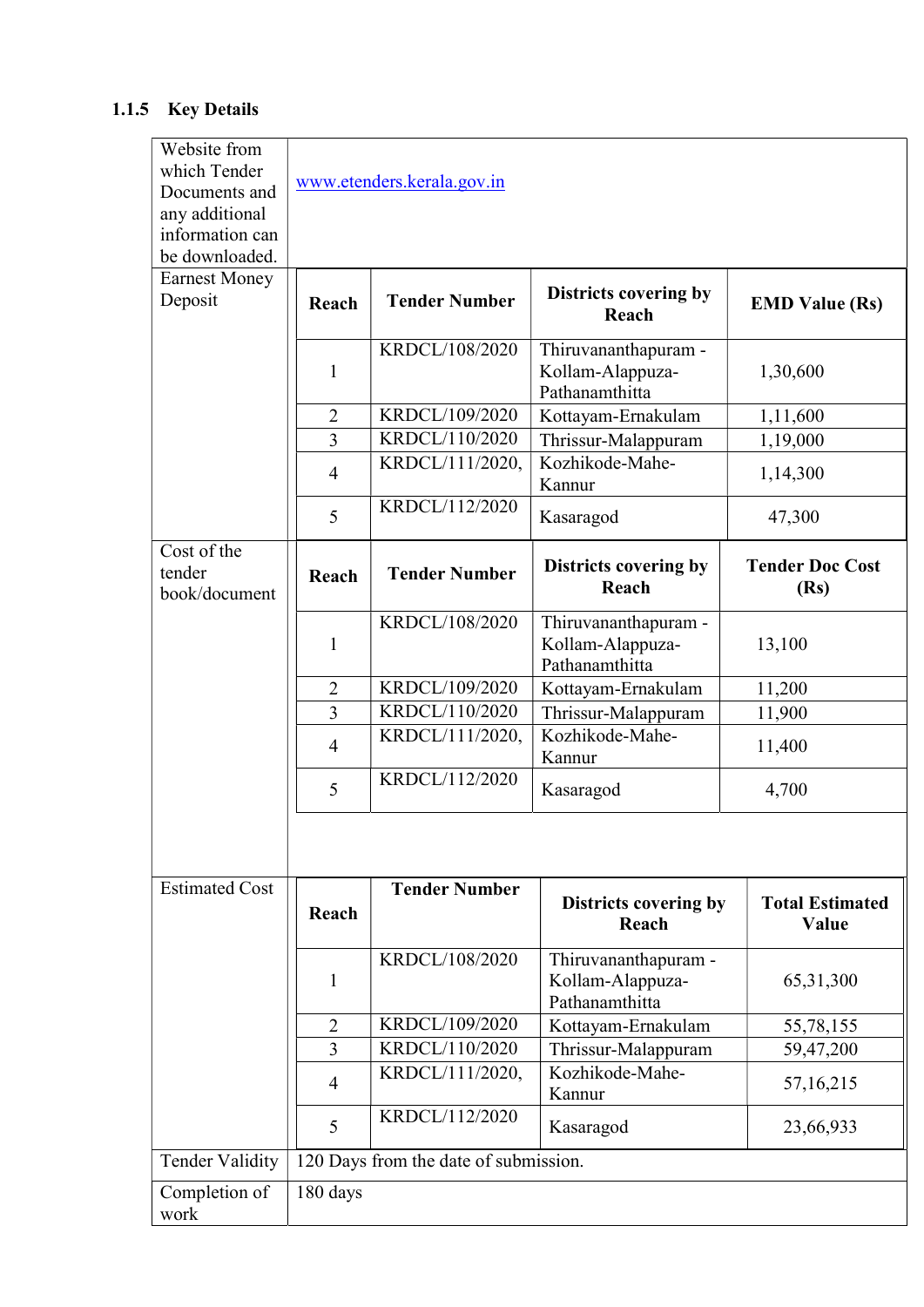### 1.1.5 Key Details

| | |
|---|---|
| Website from which Tender Documents and any additional information can be downloaded. | www.etenders.kerala.gov.in |
| Earnest Money Deposit | See table below |
| Cost of the tender book/document | See table below |
| Estimated Cost | See table below |
| Tender Validity | 120 Days from the date of submission. |
| Completion of work | 180 days |

**Earnest Money Deposit**

| Reach | Tender Number | Districts covering by Reach | EMD Value (Rs) |
|---|---|---|---|
| 1 | KRDCL/108/2020 | Thiruvananthapuram - Kollam-Alappuza-Pathanamthitta | 1,30,600 |
| 2 | KRDCL/109/2020 | Kottayam-Ernakulam | 1,11,600 |
| 3 | KRDCL/110/2020 | Thrissur-Malappuram | 1,19,000 |
| 4 | KRDCL/111/2020, | Kozhikode-Mahe-Kannur | 1,14,300 |
| 5 | KRDCL/112/2020 | Kasaragod | 47,300 |

**Cost of the tender book/document**

| Reach | Tender Number | Districts covering by Reach | Tender Doc Cost (Rs) |
|---|---|---|---|
| 1 | KRDCL/108/2020 | Thiruvananthapuram - Kollam-Alappuza-Pathanamthitta | 13,100 |
| 2 | KRDCL/109/2020 | Kottayam-Ernakulam | 11,200 |
| 3 | KRDCL/110/2020 | Thrissur-Malappuram | 11,900 |
| 4 | KRDCL/111/2020, | Kozhikode-Mahe-Kannur | 11,400 |
| 5 | KRDCL/112/2020 | Kasaragod | 4,700 |

**Estimated Cost**

| Reach | Tender Number | Districts covering by Reach | Total Estimated Value |
|---|---|---|---|
| 1 | KRDCL/108/2020 | Thiruvananthapuram - Kollam-Alappuza-Pathanamthitta | 65,31,300 |
| 2 | KRDCL/109/2020 | Kottayam-Ernakulam | 55,78,155 |
| 3 | KRDCL/110/2020 | Thrissur-Malappuram | 59,47,200 |
| 4 | KRDCL/111/2020, | Kozhikode-Mahe-Kannur | 57,16,215 |
| 5 | KRDCL/112/2020 | Kasaragod | 23,66,933 |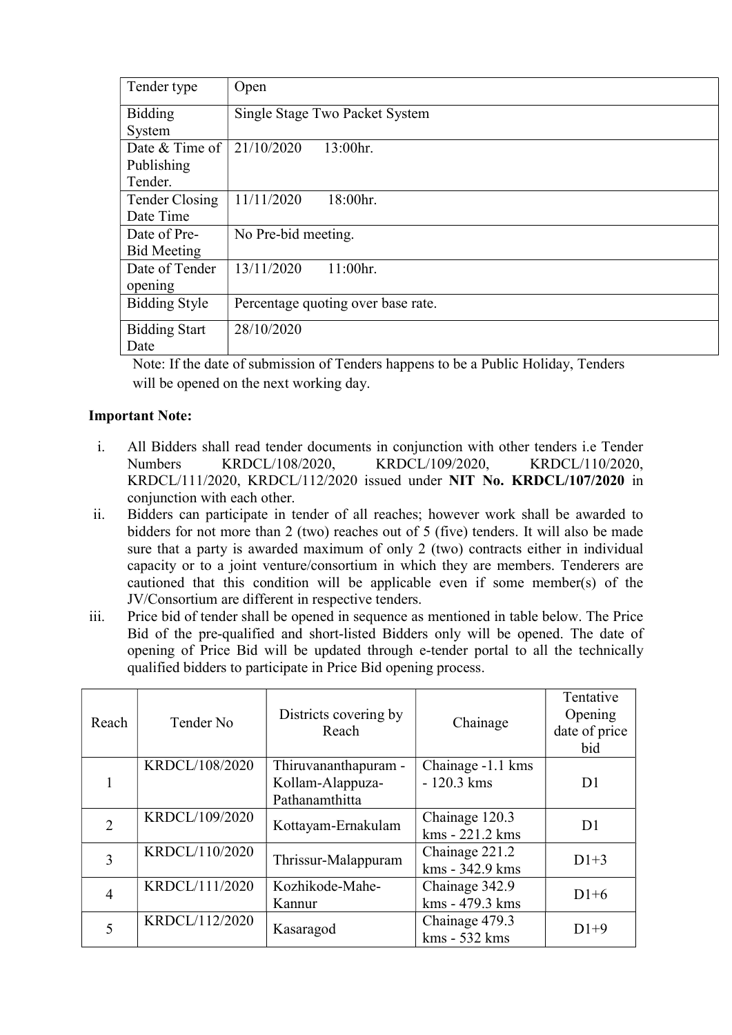| Tender type | Open |
|---|---|
| Bidding System | Single Stage Two Packet System |
| Date & Time of Publishing Tender. | 21/10/2020 13:00hr. |
| Tender Closing Date Time | 11/11/2020 18:00hr. |
| Date of Pre-Bid Meeting | No Pre-bid meeting. |
| Date of Tender opening | 13/11/2020 11:00hr. |
| Bidding Style | Percentage quoting over base rate. |
| Bidding Start Date | 28/10/2020 |

Note: If the date of submission of Tenders happens to be a Public Holiday, Tenders will be opened on the next working day.

**Important Note:**

i. All Bidders shall read tender documents in conjunction with other tenders i.e Tender Numbers KRDCL/108/2020, KRDCL/109/2020, KRDCL/110/2020, KRDCL/111/2020, KRDCL/112/2020 issued under **NIT No. KRDCL/107/2020** in conjunction with each other.

ii. Bidders can participate in tender of all reaches; however work shall be awarded to bidders for not more than 2 (two) reaches out of 5 (five) tenders. It will also be made sure that a party is awarded maximum of only 2 (two) contracts either in individual capacity or to a joint venture/consortium in which they are members. Tenderers are cautioned that this condition will be applicable even if some member(s) of the JV/Consortium are different in respective tenders.

iii. Price bid of tender shall be opened in sequence as mentioned in table below. The Price Bid of the pre-qualified and short-listed Bidders only will be opened. The date of opening of Price Bid will be updated through e-tender portal to all the technically qualified bidders to participate in Price Bid opening process.

| Reach | Tender No | Districts covering by Reach | Chainage | Tentative Opening date of price bid |
|---|---|---|---|---|
| 1 | KRDCL/108/2020 | Thiruvananthapuram - Kollam-Alappuza-Pathanamthitta | Chainage -1.1 kms - 120.3 kms | D1 |
| 2 | KRDCL/109/2020 | Kottayam-Ernakulam | Chainage 120.3 kms - 221.2 kms | D1 |
| 3 | KRDCL/110/2020 | Thrissur-Malappuram | Chainage 221.2 kms - 342.9 kms | D1+3 |
| 4 | KRDCL/111/2020 | Kozhikode-Mahe-Kannur | Chainage 342.9 kms - 479.3 kms | D1+6 |
| 5 | KRDCL/112/2020 | Kasaragod | Chainage 479.3 kms - 532 kms | D1+9 |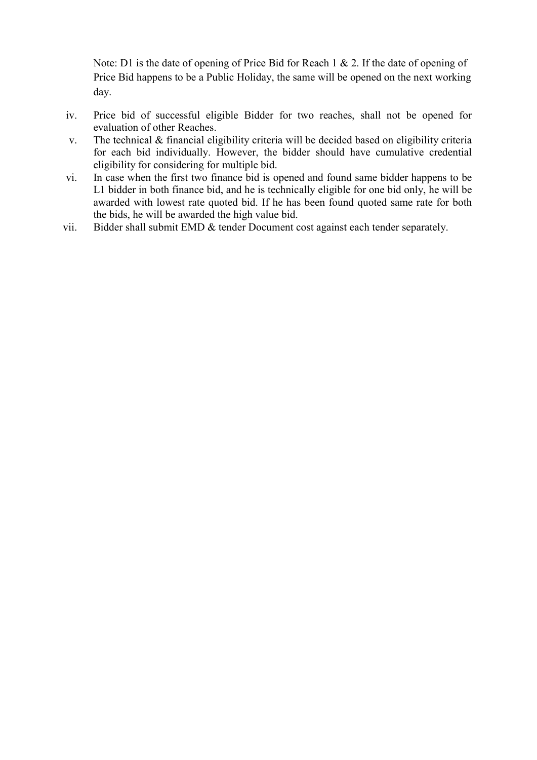Note: D1 is the date of opening of Price Bid for Reach 1 & 2. If the date of opening of Price Bid happens to be a Public Holiday, the same will be opened on the next working day.

iv. Price bid of successful eligible Bidder for two reaches, shall not be opened for evaluation of other Reaches.

v. The technical & financial eligibility criteria will be decided based on eligibility criteria for each bid individually. However, the bidder should have cumulative credential eligibility for considering for multiple bid.

vi. In case when the first two finance bid is opened and found same bidder happens to be L1 bidder in both finance bid, and he is technically eligible for one bid only, he will be awarded with lowest rate quoted bid. If he has been found quoted same rate for both the bids, he will be awarded the high value bid.

vii. Bidder shall submit EMD & tender Document cost against each tender separately.